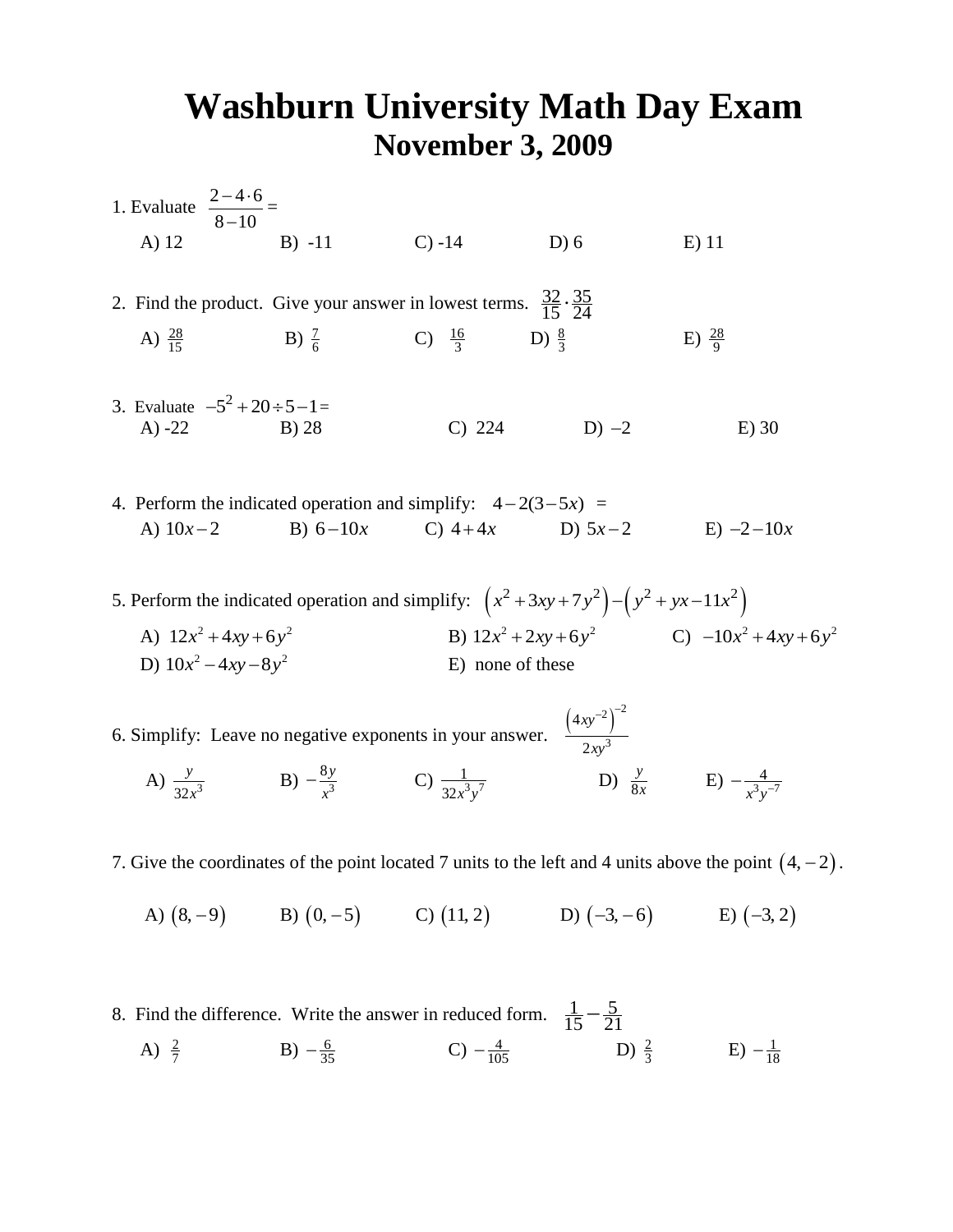# Washburn University Math Day Exam
## November 3, 2009

1. Evaluate $\dfrac{2-4\cdot 6}{8-10}=$

   A) 12 B) -11 C) -14 D) 6 E) 11

2. Find the product. Give your answer in lowest terms. $\dfrac{32}{15}\cdot\dfrac{35}{24}$

   A) $\frac{28}{15}$ B) $\frac{7}{6}$ C) $\frac{16}{3}$ D) $\frac{8}{3}$ E) $\frac{28}{9}$

3. Evaluate $-5^2+20\div 5-1=$

   A) -22 B) 28 C) 224 D) $-2$ E) 30

4. Perform the indicated operation and simplify: $4-2(3-5x)$ =

   A) $10x-2$ B) $6-10x$ C) $4+4x$ D) $5x-2$ E) $-2-10x$

5. Perform the indicated operation and simplify: $\left(x^2+3xy+7y^2\right)-\left(y^2+yx-11x^2\right)$

   A) $12x^2+4xy+6y^2$ B) $12x^2+2xy+6y^2$ C) $-10x^2+4xy+6y^2$
   D) $10x^2-4xy-8y^2$ E) none of these

6. Simplify: Leave no negative exponents in your answer. $\dfrac{\left(4xy^{-2}\right)^{-2}}{2xy^3}$

   A) $\frac{y}{32x^3}$ B) $-\frac{8y}{x^3}$ C) $\frac{1}{32x^3y^7}$ D) $\frac{y}{8x}$ E) $-\frac{4}{x^3y^{-7}}$

7. Give the coordinates of the point located 7 units to the left and 4 units above the point $(4,-2)$.

   A) $(8,-9)$ B) $(0,-5)$ C) $(11,2)$ D) $(-3,-6)$ E) $(-3,2)$

8. Find the difference. Write the answer in reduced form. $\dfrac{1}{15}-\dfrac{5}{21}$

   A) $\frac{2}{7}$ B) $-\frac{6}{35}$ C) $-\frac{4}{105}$ D) $\frac{2}{3}$ E) $-\frac{1}{18}$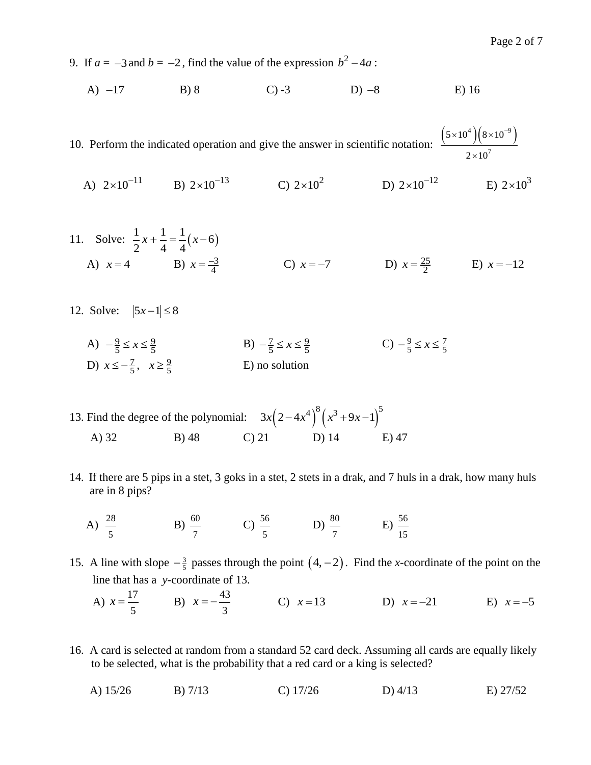9. If $a = -3$ and $b = -2$, find the value of the expression $b^2 - 4a$:

A) $-17$ B) 8 C) -3 D) $-8$ E) 16

10. Perform the indicated operation and give the answer in scientific notation: $\dfrac{\left(5\times10^{4}\right)\left(8\times10^{-9}\right)}{2\times10^{7}}$

A) $2\times10^{-11}$ B) $2\times10^{-13}$ C) $2\times10^{2}$ D) $2\times10^{-12}$ E) $2\times10^{3}$

11. Solve: $\frac{1}{2}x + \frac{1}{4} = \frac{1}{4}(x-6)$

A) $x = 4$ B) $x = \frac{-3}{4}$ C) $x = -7$ D) $x = \frac{25}{2}$ E) $x = -12$

12. Solve: $|5x-1| \le 8$

A) $-\frac{9}{5} \le x \le \frac{9}{5}$ B) $-\frac{7}{5} \le x \le \frac{9}{5}$ C) $-\frac{9}{5} \le x \le \frac{7}{5}$

D) $x \le -\frac{7}{5},\quad x \ge \frac{9}{5}$ E) no solution

13. Find the degree of the polynomial: $3x\left(2-4x^4\right)^8\left(x^3+9x-1\right)^5$

A) 32 B) 48 C) 21 D) 14 E) 47

14. If there are 5 pips in a stet, 3 goks in a stet, 2 stets in a drak, and 7 huls in a drak, how many huls are in 8 pips?

A) $\frac{28}{5}$ B) $\frac{60}{7}$ C) $\frac{56}{5}$ D) $\frac{80}{7}$ E) $\frac{56}{15}$

15. A line with slope $-\frac{3}{5}$ passes through the point $(4, -2)$. Find the $x$-coordinate of the point on the line that has a $y$-coordinate of 13.

A) $x = \frac{17}{5}$ B) $x = -\frac{43}{3}$ C) $x = 13$ D) $x = -21$ E) $x = -5$

16. A card is selected at random from a standard 52 card deck. Assuming all cards are equally likely to be selected, what is the probability that a red card or a king is selected?

A) 15/26 B) 7/13 C) 17/26 D) 4/13 E) 27/52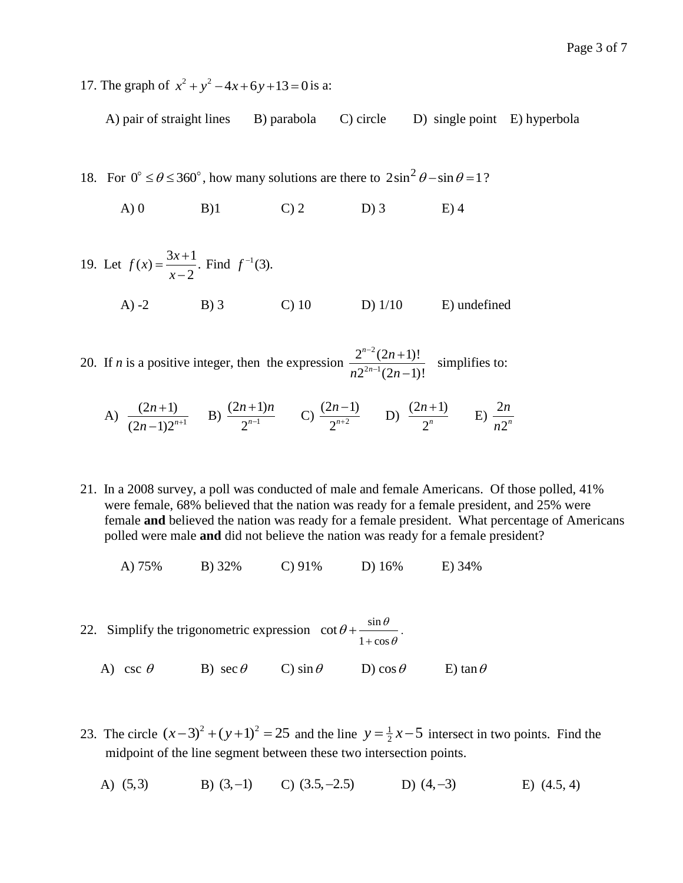17. The graph of $x^2 + y^2 - 4x + 6y + 13 = 0$ is a:

A) pair of straight lines  B) parabola  C) circle  D) single point  E) hyperbola

18. For $0^\circ \le \theta \le 360^\circ$, how many solutions are there to $2\sin^2\theta - \sin\theta = 1$?

A) 0  B)1  C) 2  D) 3  E) 4

19. Let $f(x) = \dfrac{3x+1}{x-2}$. Find $f^{-1}(3)$.

A) -2  B) 3  C) 10  D) 1/10  E) undefined

20. If *n* is a positive integer, then the expression $\dfrac{2^{n-2}(2n+1)!}{n2^{2n-1}(2n-1)!}$ simplifies to:

A) $\dfrac{(2n+1)}{(2n-1)2^{n+1}}$  B) $\dfrac{(2n+1)n}{2^{n-1}}$  C) $\dfrac{(2n-1)}{2^{n+2}}$  D) $\dfrac{(2n+1)}{2^n}$  E) $\dfrac{2n}{n2^n}$

21. In a 2008 survey, a poll was conducted of male and female Americans. Of those polled, 41% were female, 68% believed that the nation was ready for a female president, and 25% were female **and** believed the nation was ready for a female president. What percentage of Americans polled were male **and** did not believe the nation was ready for a female president?

A) 75%  B) 32%  C) 91%  D) 16%  E) 34%

22. Simplify the trigonometric expression $\cot\theta + \dfrac{\sin\theta}{1+\cos\theta}$.

A) $\csc\theta$  B) $\sec\theta$  C) $\sin\theta$  D) $\cos\theta$  E) $\tan\theta$

23. The circle $(x-3)^2 + (y+1)^2 = 25$ and the line $y = \frac{1}{2}x - 5$ intersect in two points. Find the midpoint of the line segment between these two intersection points.

A) $(5,3)$  B) $(3,-1)$  C) $(3.5,-2.5)$  D) $(4,-3)$  E) $(4.5, 4)$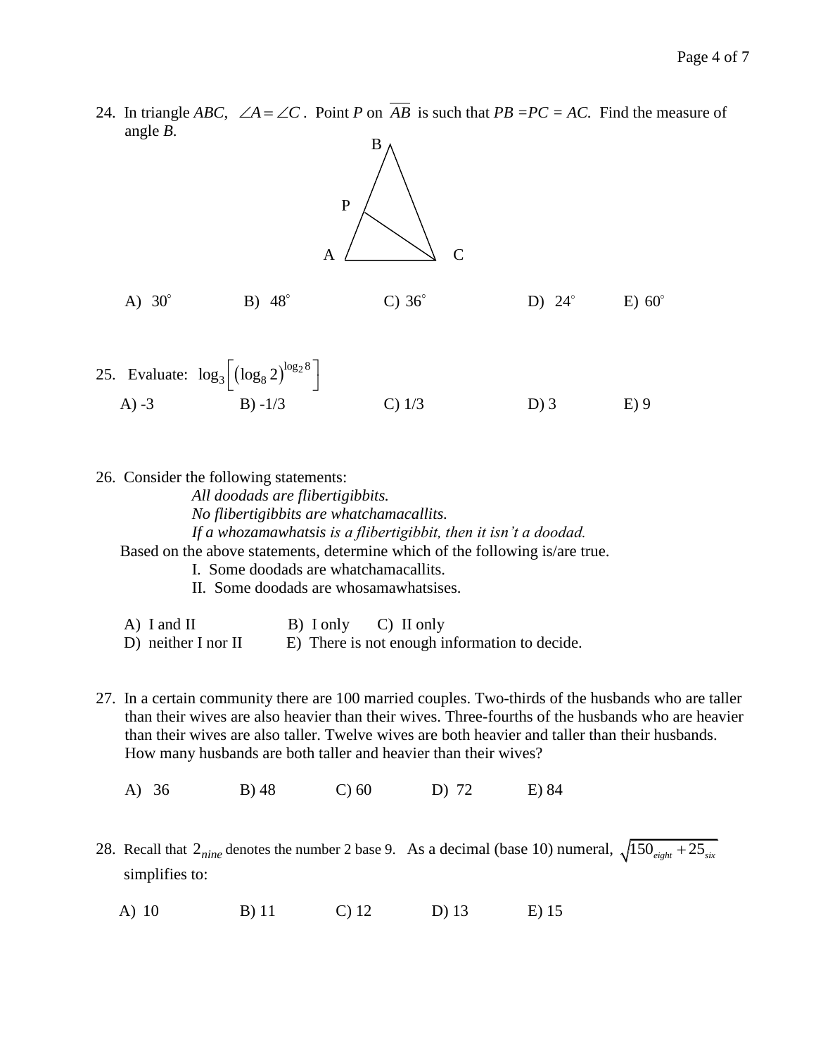24. In triangle *ABC*, $\angle A = \angle C$. Point *P* on $\overline{AB}$ is such that *PB* = *PC* = *AC*. Find the measure of angle *B*.

B

P

A C

A) $30^\circ$ B) $48^\circ$ C) $36^\circ$ D) $24^\circ$ E) $60^\circ$

25. Evaluate: $\log_3\left[\left(\log_8 2\right)^{\log_2 8}\right]$

A) -3 B) -1/3 C) 1/3 D) 3 E) 9

26. Consider the following statements:

*All doodads are flibertigibbits.*
*No flibertigibbits are whatchamacallits.*
*If a whozamawhatsis is a flibertigibbit, then it isn't a doodad.*

Based on the above statements, determine which of the following is/are true.

I. Some doodads are whatchamacallits.
II. Some doodads are whosamawhatsises.

A) I and II B) I only C) II only
D) neither I nor II E) There is not enough information to decide.

27. In a certain community there are 100 married couples. Two-thirds of the husbands who are taller than their wives are also heavier than their wives. Three-fourths of the husbands who are heavier than their wives are also taller. Twelve wives are both heavier and taller than their husbands. How many husbands are both taller and heavier than their wives?

A) 36 B) 48 C) 60 D) 72 E) 84

28. Recall that $2_{nine}$ denotes the number 2 base 9. As a decimal (base 10) numeral, $\sqrt{150_{eight} + 25_{six}}$ simplifies to:

A) 10 B) 11 C) 12 D) 13 E) 15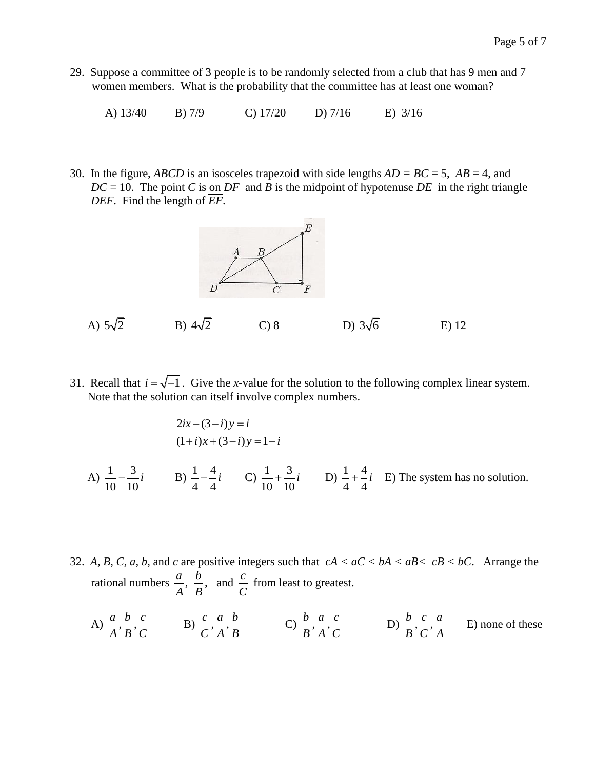29. Suppose a committee of 3 people is to be randomly selected from a club that has 9 men and 7 women members. What is the probability that the committee has at least one woman?

A) 13/40 B) 7/9 C) 17/20 D) 7/16 E) 3/16

30. In the figure, *ABCD* is an isosceles trapezoid with side lengths *AD* = *BC* = 5, *AB* = 4, and *DC* = 10. The point *C* is on $\overline{DF}$ and *B* is the midpoint of hypotenuse $\overline{DE}$ in the right triangle *DEF*. Find the length of $\overline{EF}$.

A) $5\sqrt{2}$ B) $4\sqrt{2}$ C) 8 D) $3\sqrt{6}$ E) 12

31. Recall that $i = \sqrt{-1}$. Give the *x*-value for the solution to the following complex linear system. Note that the solution can itself involve complex numbers.

$$2ix - (3-i)y = i$$
$$(1+i)x + (3-i)y = 1-i$$

A) $\frac{1}{10} - \frac{3}{10}i$ B) $\frac{1}{4} - \frac{4}{4}i$ C) $\frac{1}{10} + \frac{3}{10}i$ D) $\frac{1}{4} + \frac{4}{4}i$ E) The system has no solution.

32. *A*, *B*, *C*, *a*, *b*, and *c* are positive integers such that $cA < aC < bA < aB < cB < bC$. Arrange the rational numbers $\frac{a}{A}$, $\frac{b}{B}$, and $\frac{c}{C}$ from least to greatest.

A) $\frac{a}{A}, \frac{b}{B}, \frac{c}{C}$ B) $\frac{c}{C}, \frac{a}{A}, \frac{b}{B}$ C) $\frac{b}{B}, \frac{a}{A}, \frac{c}{C}$ D) $\frac{b}{B}, \frac{c}{C}, \frac{a}{A}$ E) none of these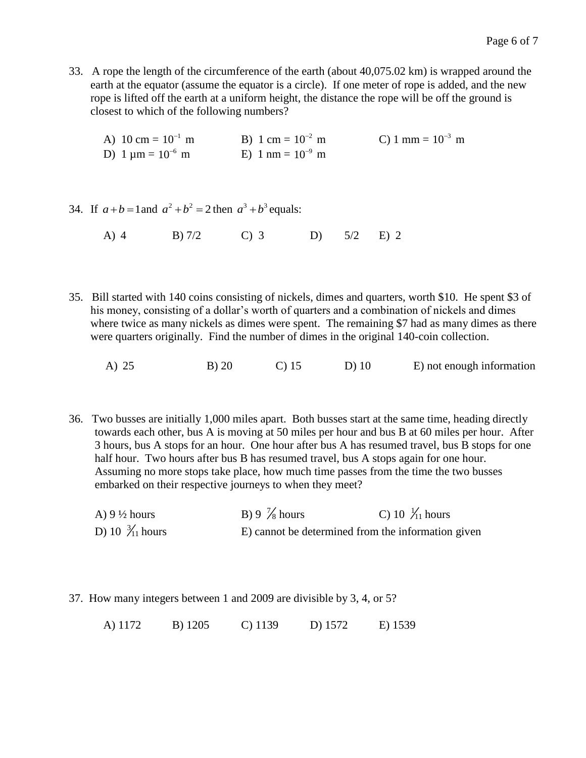33. A rope the length of the circumference of the earth (about 40,075.02 km) is wrapped around the earth at the equator (assume the equator is a circle). If one meter of rope is added, and the new rope is lifted off the earth at a uniform height, the distance the rope will be off the ground is closest to which of the following numbers?

A) 10 cm = $10^{-1}$ m B) 1 cm = $10^{-2}$ m C) 1 mm = $10^{-3}$ m
D) 1 μm = $10^{-6}$ m E) 1 nm = $10^{-9}$ m

34. If $a+b=1$ and $a^2+b^2=2$ then $a^3+b^3$ equals:

A) 4 B) 7/2 C) 3 D) 5/2 E) 2

35. Bill started with 140 coins consisting of nickels, dimes and quarters, worth $10. He spent $3 of his money, consisting of a dollar's worth of quarters and a combination of nickels and dimes where twice as many nickels as dimes were spent. The remaining $7 had as many dimes as there were quarters originally. Find the number of dimes in the original 140-coin collection.

A) 25 B) 20 C) 15 D) 10 E) not enough information

36. Two busses are initially 1,000 miles apart. Both busses start at the same time, heading directly towards each other, bus A is moving at 50 miles per hour and bus B at 60 miles per hour. After 3 hours, bus A stops for an hour. One hour after bus A has resumed travel, bus B stops for one half hour. Two hours after bus B has resumed travel, bus A stops again for one hour. Assuming no more stops take place, how much time passes from the time the two busses embarked on their respective journeys to when they meet?

A) 9 ½ hours B) 9 $\frac{7}{8}$ hours C) 10 $\frac{1}{11}$ hours
D) 10 $\frac{3}{11}$ hours E) cannot be determined from the information given

37. How many integers between 1 and 2009 are divisible by 3, 4, or 5?

A) 1172 B) 1205 C) 1139 D) 1572 E) 1539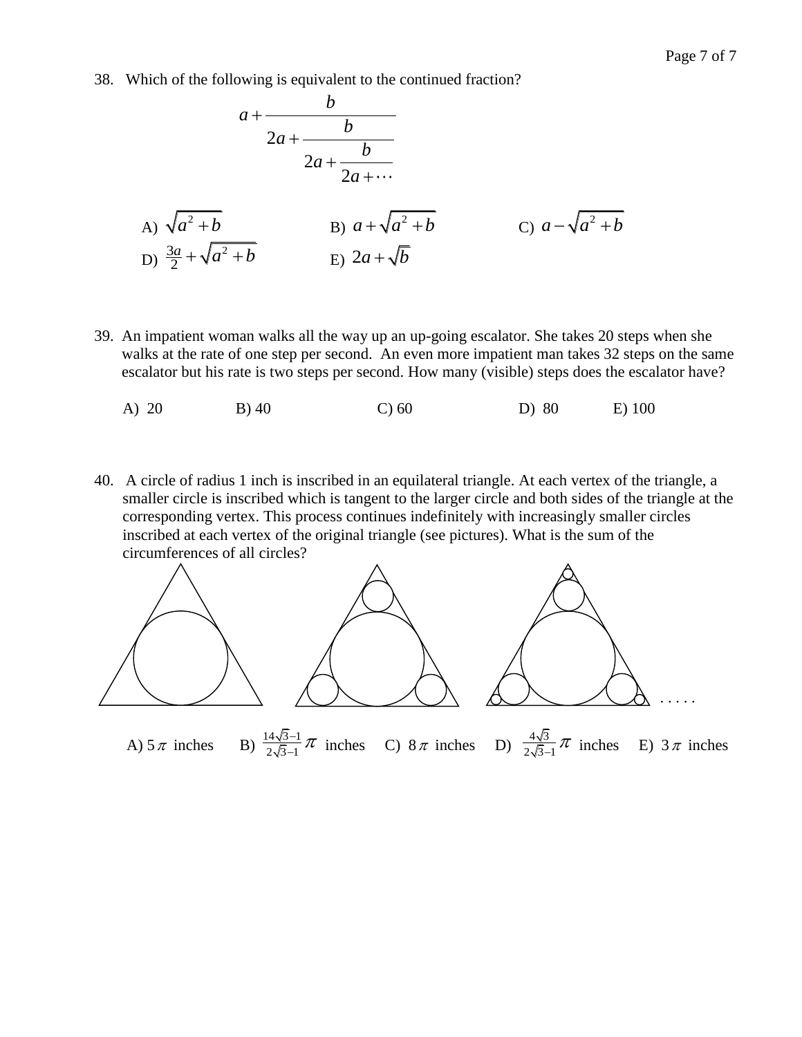38. Which of the following is equivalent to the continued fraction?

$$a+\cfrac{b}{2a+\cfrac{b}{2a+\cfrac{b}{2a+\cdots}}}$$

A) $\sqrt{a^2+b}$ B) $a+\sqrt{a^2+b}$ C) $a-\sqrt{a^2+b}$

D) $\frac{3a}{2}+\sqrt{a^2+b}$ E) $2a+\sqrt{b}$

39. An impatient woman walks all the way up an up-going escalator. She takes 20 steps when she walks at the rate of one step per second. An even more impatient man takes 32 steps on the same escalator but his rate is two steps per second. How many (visible) steps does the escalator have?

A) 20 B) 40 C) 60 D) 80 E) 100

40. A circle of radius 1 inch is inscribed in an equilateral triangle. At each vertex of the triangle, a smaller circle is inscribed which is tangent to the larger circle and both sides of the triangle at the corresponding vertex. This process continues indefinitely with increasingly smaller circles inscribed at each vertex of the original triangle (see pictures). What is the sum of the circumferences of all circles?

. . . . .

A) $5\pi$ inches B) $\frac{14\sqrt{3}-1}{2\sqrt{3}-1}\pi$ inches C) $8\pi$ inches D) $\frac{4\sqrt{3}}{2\sqrt{3}-1}\pi$ inches E) $3\pi$ inches